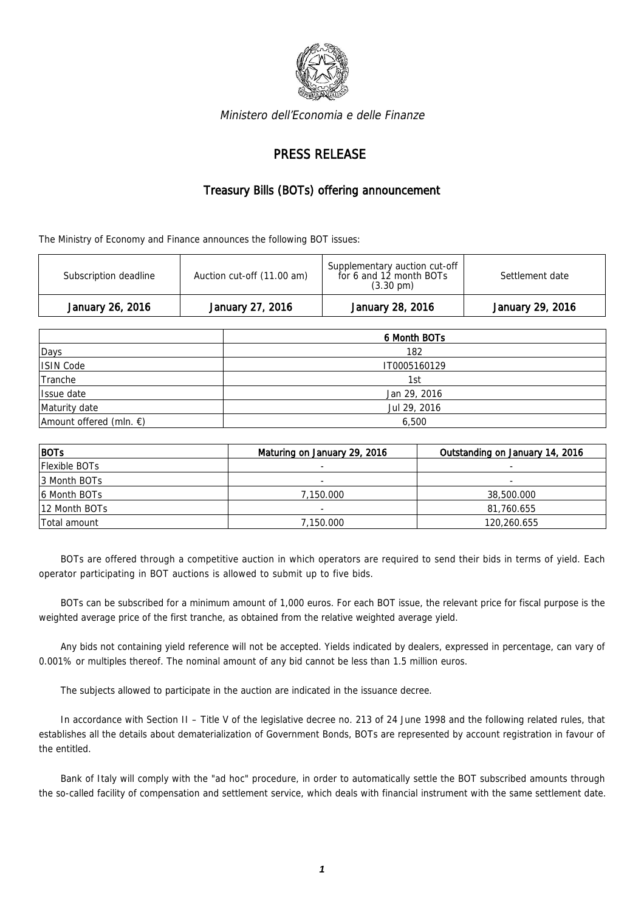*Ministero dell'Economia e delle Finanze*

# PRESS RELEASE

## Treasury Bills (BOTs) offering announcement

The Ministry of Economy and Finance announces the following BOT issues:

| Subscription deadline | Auction cut-off (11.00 am) | Supplementary auction cut-off for 6 and 12 month BOTs (3.30 pm) | Settlement date |
|---|---|---|---|
| January 26, 2016 | January 27, 2016 | January 28, 2016 | January 29, 2016 |

| | 6 Month BOTs |
|---|---|
| Days | 182 |
| ISIN Code | IT0005160129 |
| Tranche | 1st |
| Issue date | Jan 29, 2016 |
| Maturity date | Jul 29, 2016 |
| Amount offered (mln. €) | 6,500 |

| BOTs | Maturing on January 29, 2016 | Outstanding on January 14, 2016 |
|---|---|---|
| Flexible BOTs | - | - |
| 3 Month BOTs | - | - |
| 6 Month BOTs | 7,150.000 | 38,500.000 |
| 12 Month BOTs | - | 81,760.655 |
| Total amount | 7,150.000 | 120,260.655 |

BOTs are offered through a competitive auction in which operators are required to send their bids in terms of yield. Each operator participating in BOT auctions is allowed to submit up to five bids.

BOTs can be subscribed for a minimum amount of 1,000 euros. For each BOT issue, the relevant price for fiscal purpose is the weighted average price of the first tranche, as obtained from the relative weighted average yield.

Any bids not containing yield reference will not be accepted. Yields indicated by dealers, expressed in percentage, can vary of 0.001% or multiples thereof. The nominal amount of any bid cannot be less than 1.5 million euros.

The subjects allowed to participate in the auction are indicated in the issuance decree.

In accordance with Section II – Title V of the legislative decree no. 213 of 24 June 1998 and the following related rules, that establishes all the details about dematerialization of Government Bonds, BOTs are represented by account registration in favour of the entitled.

Bank of Italy will comply with the "ad hoc" procedure, in order to automatically settle the BOT subscribed amounts through the so-called facility of compensation and settlement service, which deals with financial instrument with the same settlement date.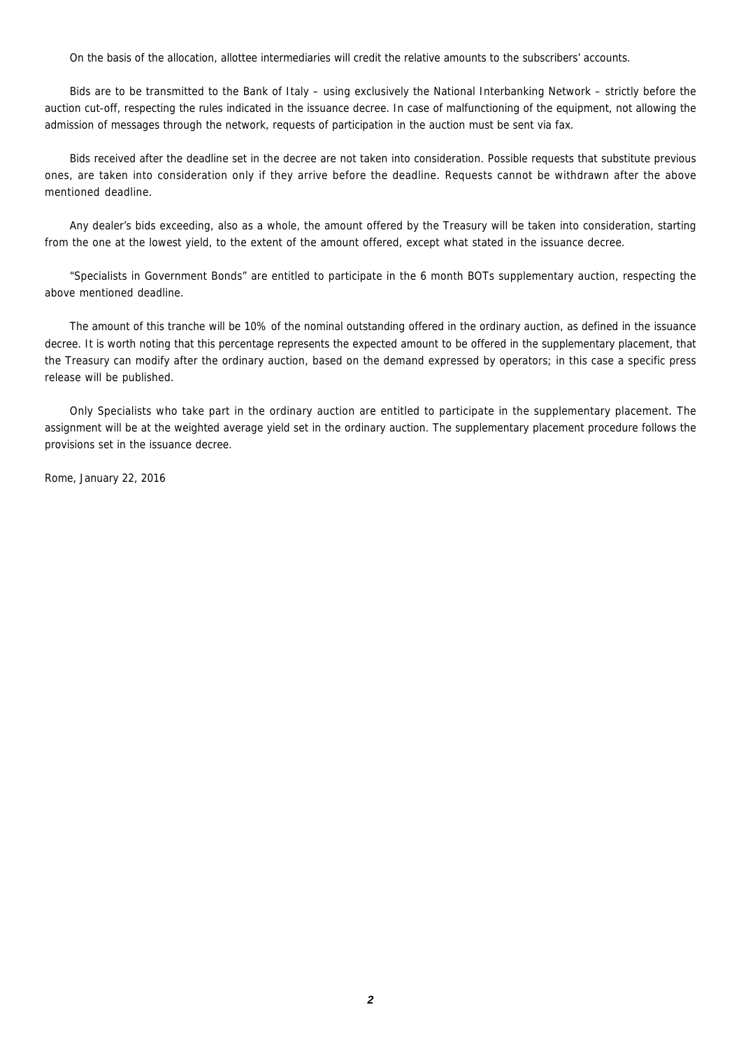On the basis of the allocation, allottee intermediaries will credit the relative amounts to the subscribers' accounts.

Bids are to be transmitted to the Bank of Italy – using exclusively the National Interbanking Network – strictly before the auction cut-off, respecting the rules indicated in the issuance decree. In case of malfunctioning of the equipment, not allowing the admission of messages through the network, requests of participation in the auction must be sent via fax.

Bids received after the deadline set in the decree are not taken into consideration. Possible requests that substitute previous ones, are taken into consideration only if they arrive before the deadline. Requests cannot be withdrawn after the above mentioned deadline.

Any dealer's bids exceeding, also as a whole, the amount offered by the Treasury will be taken into consideration, starting from the one at the lowest yield, to the extent of the amount offered, except what stated in the issuance decree.

"Specialists in Government Bonds" are entitled to participate in the 6 month BOTs supplementary auction, respecting the above mentioned deadline.

The amount of this tranche will be 10% of the nominal outstanding offered in the ordinary auction, as defined in the issuance decree. It is worth noting that this percentage represents the expected amount to be offered in the supplementary placement, that the Treasury can modify after the ordinary auction, based on the demand expressed by operators; in this case a specific press release will be published.

Only Specialists who take part in the ordinary auction are entitled to participate in the supplementary placement. The assignment will be at the weighted average yield set in the ordinary auction. The supplementary placement procedure follows the provisions set in the issuance decree.

Rome, January 22, 2016